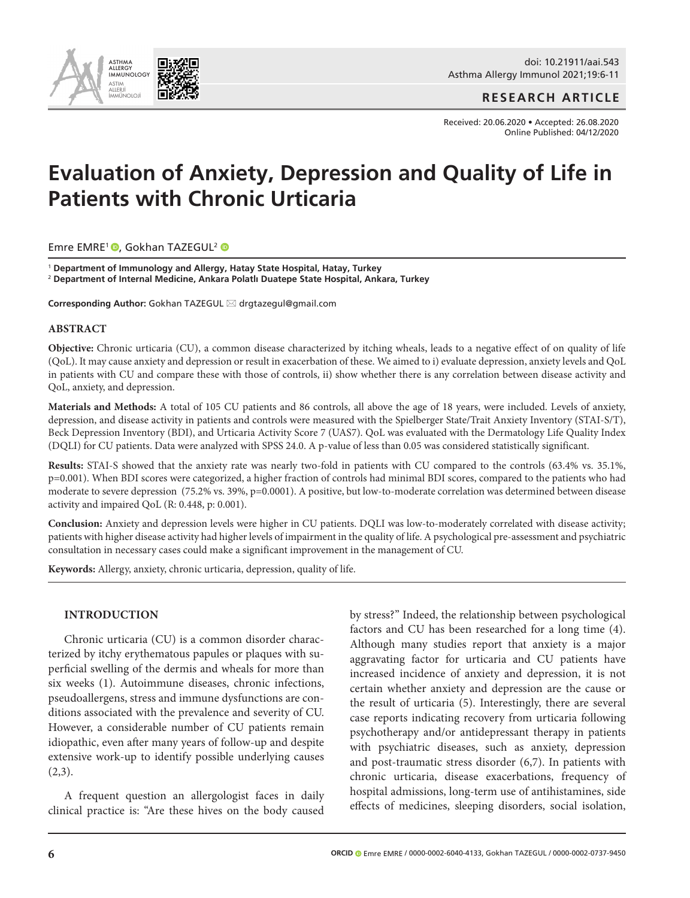RESEARCH ARTICLE

Received: 20.06.2020 • Accepted: 26.08.2020
Online Published: 04/12/2020

# Evaluation of Anxiety, Depression and Quality of Life in Patients with Chronic Urticaria

Emre EMRE[1], Gokhan TAZEGUL[2]

[1] **Department of Immunology and Allergy, Hatay State Hospital, Hatay, Turkey**
[2] **Department of Internal Medicine, Ankara Polatlı Duatepe State Hospital, Ankara, Turkey**

**Corresponding Author:** Gokhan TAZEGUL ✉ drgtazegul@gmail.com

## ABSTRACT

**Objective:** Chronic urticaria (CU), a common disease characterized by itching wheals, leads to a negative effect of on quality of life (QoL). It may cause anxiety and depression or result in exacerbation of these. We aimed to i) evaluate depression, anxiety levels and QoL in patients with CU and compare these with those of controls, ii) show whether there is any correlation between disease activity and QoL, anxiety, and depression.

**Materials and Methods:** A total of 105 CU patients and 86 controls, all above the age of 18 years, were included. Levels of anxiety, depression, and disease activity in patients and controls were measured with the Spielberger State/Trait Anxiety Inventory (STAI-S/T), Beck Depression Inventory (BDI), and Urticaria Activity Score 7 (UAS7). QoL was evaluated with the Dermatology Life Quality Index (DQLI) for CU patients. Data were analyzed with SPSS 24.0. A p-value of less than 0.05 was considered statistically significant.

**Results:** STAI-S showed that the anxiety rate was nearly two-fold in patients with CU compared to the controls (63.4% vs. 35.1%, p=0.001). When BDI scores were categorized, a higher fraction of controls had minimal BDI scores, compared to the patients who had moderate to severe depression (75.2% vs. 39%, p=0.0001). A positive, but low-to-moderate correlation was determined between disease activity and impaired QoL (R: 0.448, p: 0.001).

**Conclusion:** Anxiety and depression levels were higher in CU patients. DQLI was low-to-moderately correlated with disease activity; patients with higher disease activity had higher levels of impairment in the quality of life. A psychological pre-assessment and psychiatric consultation in necessary cases could make a significant improvement in the management of CU.

**Keywords:** Allergy, anxiety, chronic urticaria, depression, quality of life.

## INTRODUCTION

Chronic urticaria (CU) is a common disorder characterized by itchy erythematous papules or plaques with superficial swelling of the dermis and wheals for more than six weeks (1). Autoimmune diseases, chronic infections, pseudoallergens, stress and immune dysfunctions are conditions associated with the prevalence and severity of CU. However, a considerable number of CU patients remain idiopathic, even after many years of follow-up and despite extensive work-up to identify possible underlying causes (2,3).

A frequent question an allergologist faces in daily clinical practice is: "Are these hives on the body caused by stress?" Indeed, the relationship between psychological factors and CU has been researched for a long time (4). Although many studies report that anxiety is a major aggravating factor for urticaria and CU patients have increased incidence of anxiety and depression, it is not certain whether anxiety and depression are the cause or the result of urticaria (5). Interestingly, there are several case reports indicating recovery from urticaria following psychotherapy and/or antidepressant therapy in patients with psychiatric diseases, such as anxiety, depression and post-traumatic stress disorder (6,7). In patients with chronic urticaria, disease exacerbations, frequency of hospital admissions, long-term use of antihistamines, side effects of medicines, sleeping disorders, social isolation,

ORCID Emre EMRE / 0000-0002-6040-4133, Gokhan TAZEGUL / 0000-0002-0737-9450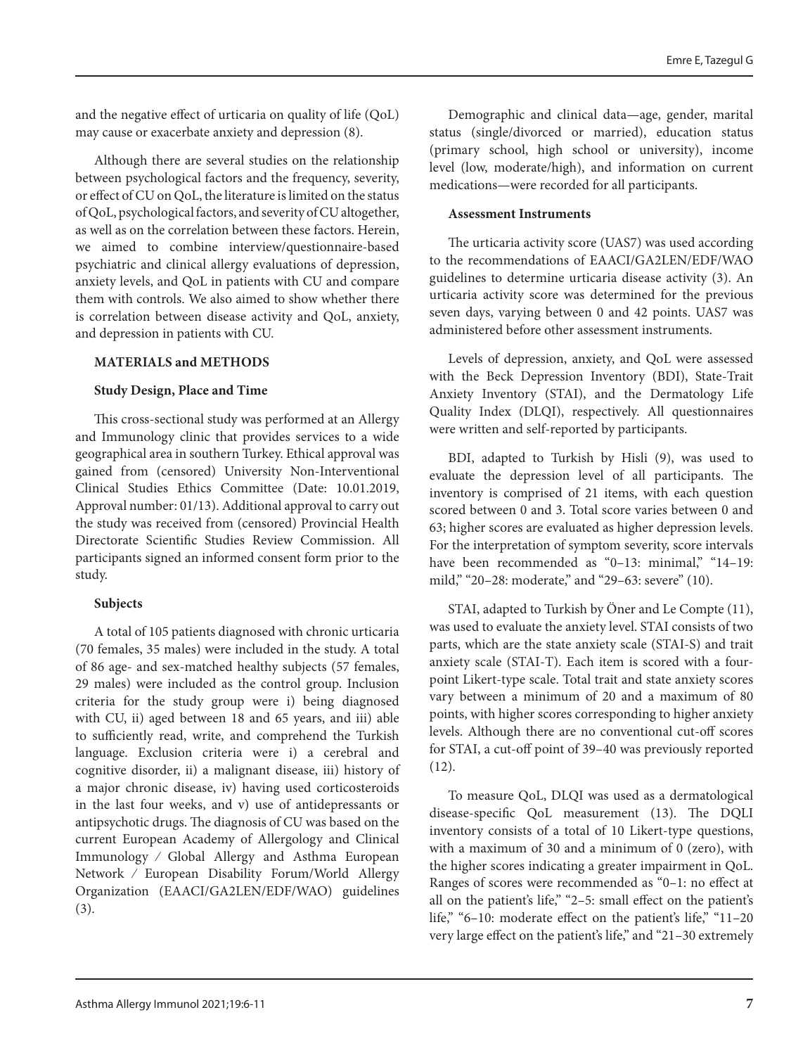and the negative effect of urticaria on quality of life (QoL) may cause or exacerbate anxiety and depression (8).

Although there are several studies on the relationship between psychological factors and the frequency, severity, or effect of CU on QoL, the literature is limited on the status of QoL, psychological factors, and severity of CU altogether, as well as on the correlation between these factors. Herein, we aimed to combine interview/questionnaire-based psychiatric and clinical allergy evaluations of depression, anxiety levels, and QoL in patients with CU and compare them with controls. We also aimed to show whether there is correlation between disease activity and QoL, anxiety, and depression in patients with CU.

## MATERIALS and METHODS

### Study Design, Place and Time

This cross-sectional study was performed at an Allergy and Immunology clinic that provides services to a wide geographical area in southern Turkey. Ethical approval was gained from (censored) University Non-Interventional Clinical Studies Ethics Committee (Date: 10.01.2019, Approval number: 01/13). Additional approval to carry out the study was received from (censored) Provincial Health Directorate Scientific Studies Review Commission. All participants signed an informed consent form prior to the study.

### Subjects

A total of 105 patients diagnosed with chronic urticaria (70 females, 35 males) were included in the study. A total of 86 age- and sex-matched healthy subjects (57 females, 29 males) were included as the control group. Inclusion criteria for the study group were i) being diagnosed with CU, ii) aged between 18 and 65 years, and iii) able to sufficiently read, write, and comprehend the Turkish language. Exclusion criteria were i) a cerebral and cognitive disorder, ii) a malignant disease, iii) history of a major chronic disease, iv) having used corticosteroids in the last four weeks, and v) use of antidepressants or antipsychotic drugs. The diagnosis of CU was based on the current European Academy of Allergology and Clinical Immunology / Global Allergy and Asthma European Network / European Disability Forum/World Allergy Organization (EAACI/GA2LEN/EDF/WAO) guidelines (3).

Demographic and clinical data—age, gender, marital status (single/divorced or married), education status (primary school, high school or university), income level (low, moderate/high), and information on current medications—were recorded for all participants.

### Assessment Instruments

The urticaria activity score (UAS7) was used according to the recommendations of EAACI/GA2LEN/EDF/WAO guidelines to determine urticaria disease activity (3). An urticaria activity score was determined for the previous seven days, varying between 0 and 42 points. UAS7 was administered before other assessment instruments.

Levels of depression, anxiety, and QoL were assessed with the Beck Depression Inventory (BDI), State-Trait Anxiety Inventory (STAI), and the Dermatology Life Quality Index (DLQI), respectively. All questionnaires were written and self-reported by participants.

BDI, adapted to Turkish by Hisli (9), was used to evaluate the depression level of all participants. The inventory is comprised of 21 items, with each question scored between 0 and 3. Total score varies between 0 and 63; higher scores are evaluated as higher depression levels. For the interpretation of symptom severity, score intervals have been recommended as "0–13: minimal," "14–19: mild," "20–28: moderate," and "29–63: severe" (10).

STAI, adapted to Turkish by Öner and Le Compte (11), was used to evaluate the anxiety level. STAI consists of two parts, which are the state anxiety scale (STAI-S) and trait anxiety scale (STAI-T). Each item is scored with a four-point Likert-type scale. Total trait and state anxiety scores vary between a minimum of 20 and a maximum of 80 points, with higher scores corresponding to higher anxiety levels. Although there are no conventional cut-off scores for STAI, a cut-off point of 39–40 was previously reported (12).

To measure QoL, DLQI was used as a dermatological disease-specific QoL measurement (13). The DQLI inventory consists of a total of 10 Likert-type questions, with a maximum of 30 and a minimum of 0 (zero), with the higher scores indicating a greater impairment in QoL. Ranges of scores were recommended as "0–1: no effect at all on the patient's life," "2–5: small effect on the patient's life," "6–10: moderate effect on the patient's life," "11–20 very large effect on the patient's life," and "21–30 extremely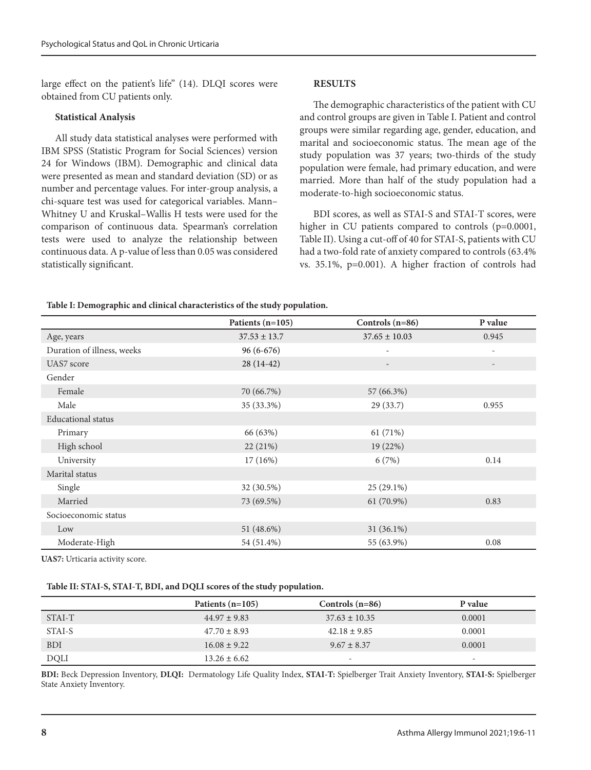large effect on the patient's life" (14). DLQI scores were obtained from CU patients only.

### Statistical Analysis

All study data statistical analyses were performed with IBM SPSS (Statistic Program for Social Sciences) version 24 for Windows (IBM). Demographic and clinical data were presented as mean and standard deviation (SD) or as number and percentage values. For inter-group analysis, a chi-square test was used for categorical variables. Mann–Whitney U and Kruskal–Wallis H tests were used for the comparison of continuous data. Spearman's correlation tests were used to analyze the relationship between continuous data. A p-value of less than 0.05 was considered statistically significant.

## RESULTS

The demographic characteristics of the patient with CU and control groups are given in Table I. Patient and control groups were similar regarding age, gender, education, and marital and socioeconomic status. The mean age of the study population was 37 years; two-thirds of the study population were female, had primary education, and were married. More than half of the study population had a moderate-to-high socioeconomic status.

BDI scores, as well as STAI-S and STAI-T scores, were higher in CU patients compared to controls (p=0.0001, Table II). Using a cut-off of 40 for STAI-S, patients with CU had a two-fold rate of anxiety compared to controls (63.4% vs. 35.1%, p=0.001). A higher fraction of controls had

**Table I: Demographic and clinical characteristics of the study population.**

| | Patients (n=105) | Controls (n=86) | P value |
|---|---|---|---|
| Age, years | 37.53 ± 13.7 | 37.65 ± 10.03 | 0.945 |
| Duration of illness, weeks | 96 (6-676) | - | - |
| UAS7 score | 28 (14-42) | - | - |
| Gender | | | |
| Female | 70 (66.7%) | 57 (66.3%) | |
| Male | 35 (33.3%) | 29 (33.7) | 0.955 |
| Educational status | | | |
| Primary | 66 (63%) | 61 (71%) | |
| High school | 22 (21%) | 19 (22%) | |
| University | 17 (16%) | 6 (7%) | 0.14 |
| Marital status | | | |
| Single | 32 (30.5%) | 25 (29.1%) | |
| Married | 73 (69.5%) | 61 (70.9%) | 0.83 |
| Socioeconomic status | | | |
| Low | 51 (48.6%) | 31 (36.1%) | |
| Moderate-High | 54 (51.4%) | 55 (63.9%) | 0.08 |

**UAS7:** Urticaria activity score.

**Table II: STAI-S, STAI-T, BDI, and DQLI scores of the study population.**

| | Patients (n=105) | Controls (n=86) | P value |
|---|---|---|---|
| STAI-T | 44.97 ± 9.83 | 37.63 ± 10.35 | 0.0001 |
| STAI-S | 47.70 ± 8.93 | 42.18 ± 9.85 | 0.0001 |
| BDI | 16.08 ± 9.22 | 9.67 ± 8.37 | 0.0001 |
| DQLI | 13.26 ± 6.62 | - | - |

**BDI:** Beck Depression Inventory, **DQLI:** Dermatology Life Quality Index, **STAI-T:** Spielberger Trait Anxiety Inventory, **STAI-S:** Spielberger State Anxiety Inventory.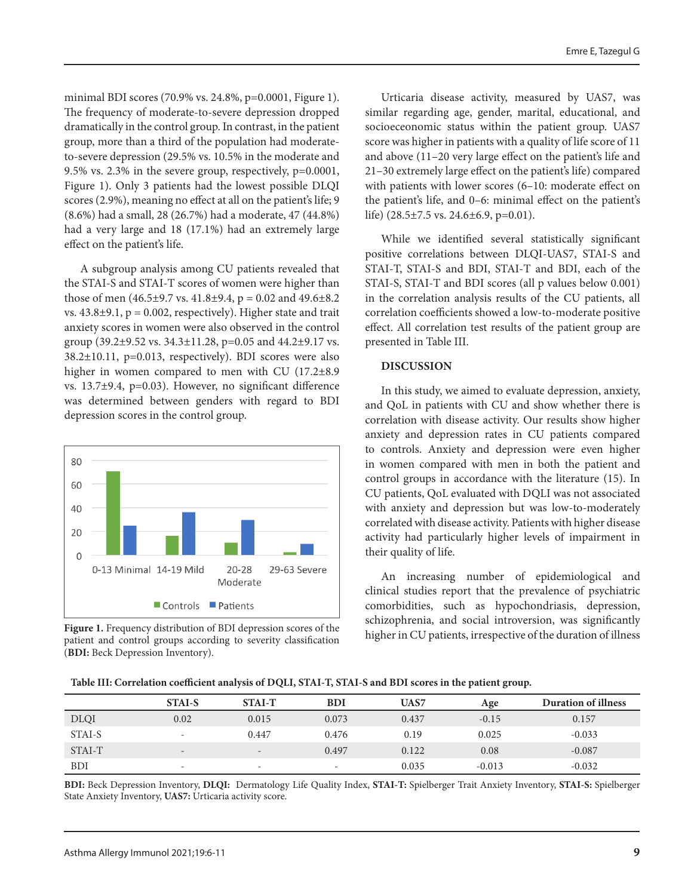minimal BDI scores (70.9% vs. 24.8%, p=0.0001, Figure 1). The frequency of moderate-to-severe depression dropped dramatically in the control group. In contrast, in the patient group, more than a third of the population had moderate-to-severe depression (29.5% vs. 10.5% in the moderate and 9.5% vs. 2.3% in the severe group, respectively, p=0.0001, Figure 1). Only 3 patients had the lowest possible DLQI scores (2.9%), meaning no effect at all on the patient's life; 9 (8.6%) had a small, 28 (26.7%) had a moderate, 47 (44.8%) had a very large and 18 (17.1%) had an extremely large effect on the patient's life.

A subgroup analysis among CU patients revealed that the STAI-S and STAI-T scores of women were higher than those of men (46.5±9.7 vs. 41.8±9.4, p = 0.02 and 49.6±8.2 vs. 43.8±9.1, p = 0.002, respectively). Higher state and trait anxiety scores in women were also observed in the control group (39.2±9.52 vs. 34.3±11.28, p=0.05 and 44.2±9.17 vs. 38.2±10.11, p=0.013, respectively). BDI scores were also higher in women compared to men with CU (17.2±8.9 vs. 13.7±9.4, p=0.03). However, no significant difference was determined between genders with regard to BDI depression scores in the control group.

**Figure 1.** Frequency distribution of BDI depression scores of the patient and control groups according to severity classification (**BDI:** Beck Depression Inventory).

Urticaria disease activity, measured by UAS7, was similar regarding age, gender, marital, educational, and socioeceonomic status within the patient group. UAS7 score was higher in patients with a quality of life score of 11 and above (11–20 very large effect on the patient's life and 21–30 extremely large effect on the patient's life) compared with patients with lower scores (6–10: moderate effect on the patient's life, and 0–6: minimal effect on the patient's life) (28.5±7.5 vs. 24.6±6.9, p=0.01).

While we identified several statistically significant positive correlations between DLQI-UAS7, STAI-S and STAI-T, STAI-S and BDI, STAI-T and BDI, each of the STAI-S, STAI-T and BDI scores (all p values below 0.001) in the correlation analysis results of the CU patients, all correlation coefficients showed a low-to-moderate positive effect. All correlation test results of the patient group are presented in Table III.

## DISCUSSION

In this study, we aimed to evaluate depression, anxiety, and QoL in patients with CU and show whether there is correlation with disease activity. Our results show higher anxiety and depression rates in CU patients compared to controls. Anxiety and depression were even higher in women compared with men in both the patient and control groups in accordance with the literature (15). In CU patients, QoL evaluated with DQLI was not associated with anxiety and depression but was low-to-moderately correlated with disease activity. Patients with higher disease activity had particularly higher levels of impairment in their quality of life.

An increasing number of epidemiological and clinical studies report that the prevalence of psychiatric comorbidities, such as hypochondriasis, depression, schizophrenia, and social introversion, was significantly higher in CU patients, irrespective of the duration of illness

**Table III: Correlation coefficient analysis of DQLI, STAI-T, STAI-S and BDI scores in the patient group.**

| | STAI-S | STAI-T | BDI | UAS7 | Age | Duration of illness |
|---|---|---|---|---|---|---|
| DLQI | 0.02 | 0.015 | 0.073 | 0.437 | -0.15 | 0.157 |
| STAI-S | - | 0.447 | 0.476 | 0.19 | 0.025 | -0.033 |
| STAI-T | - | - | 0.497 | 0.122 | 0.08 | -0.087 |
| BDI | - | - | - | 0.035 | -0.013 | -0.032 |

**BDI:** Beck Depression Inventory, **DLQI:** Dermatology Life Quality Index, **STAI-T:** Spielberger Trait Anxiety Inventory, **STAI-S:** Spielberger State Anxiety Inventory, **UAS7:** Urticaria activity score.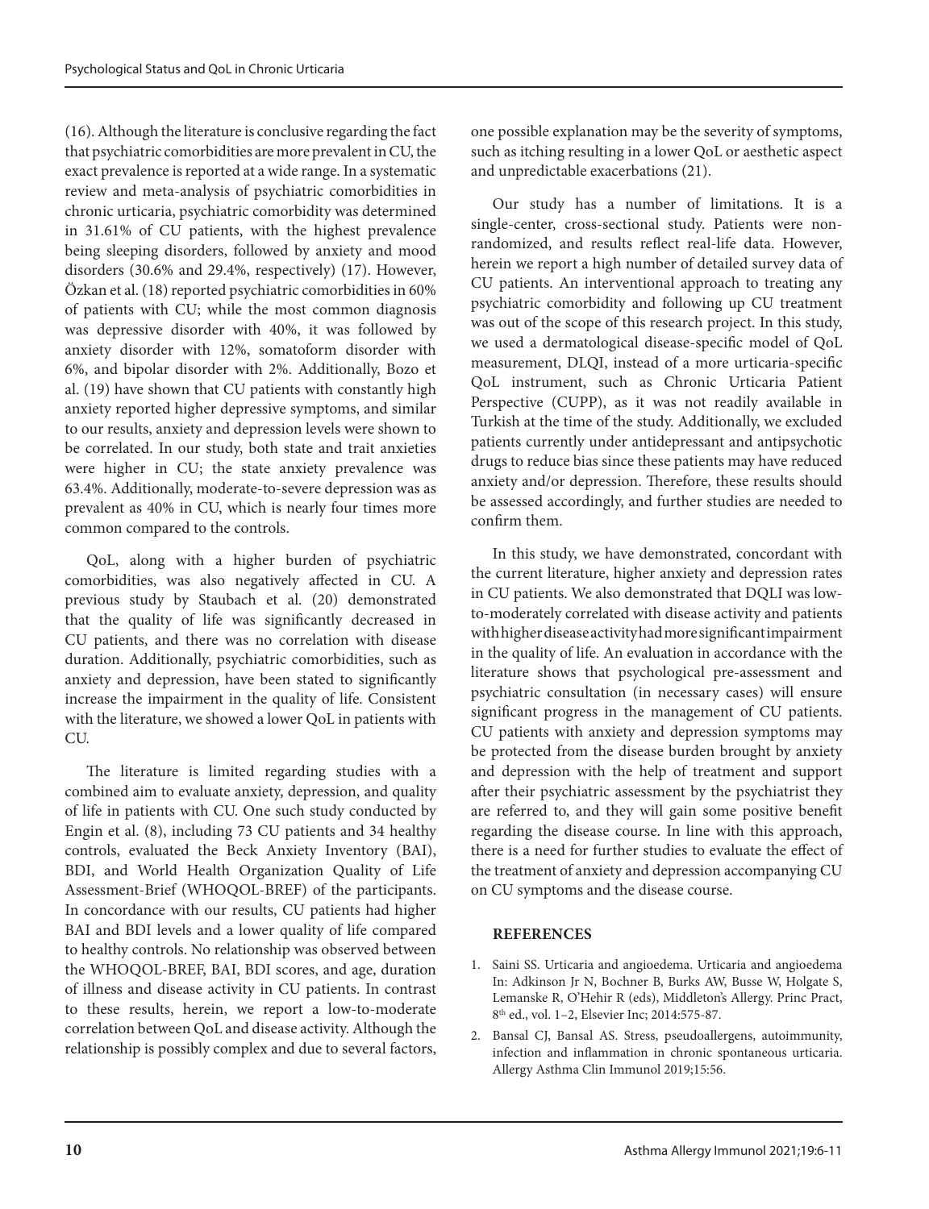(16). Although the literature is conclusive regarding the fact that psychiatric comorbidities are more prevalent in CU, the exact prevalence is reported at a wide range. In a systematic review and meta-analysis of psychiatric comorbidities in chronic urticaria, psychiatric comorbidity was determined in 31.61% of CU patients, with the highest prevalence being sleeping disorders, followed by anxiety and mood disorders (30.6% and 29.4%, respectively) (17). However, Özkan et al. (18) reported psychiatric comorbidities in 60% of patients with CU; while the most common diagnosis was depressive disorder with 40%, it was followed by anxiety disorder with 12%, somatoform disorder with 6%, and bipolar disorder with 2%. Additionally, Bozo et al. (19) have shown that CU patients with constantly high anxiety reported higher depressive symptoms, and similar to our results, anxiety and depression levels were shown to be correlated. In our study, both state and trait anxieties were higher in CU; the state anxiety prevalence was 63.4%. Additionally, moderate-to-severe depression was as prevalent as 40% in CU, which is nearly four times more common compared to the controls.

QoL, along with a higher burden of psychiatric comorbidities, was also negatively affected in CU. A previous study by Staubach et al. (20) demonstrated that the quality of life was significantly decreased in CU patients, and there was no correlation with disease duration. Additionally, psychiatric comorbidities, such as anxiety and depression, have been stated to significantly increase the impairment in the quality of life. Consistent with the literature, we showed a lower QoL in patients with CU.

The literature is limited regarding studies with a combined aim to evaluate anxiety, depression, and quality of life in patients with CU. One such study conducted by Engin et al. (8), including 73 CU patients and 34 healthy controls, evaluated the Beck Anxiety Inventory (BAI), BDI, and World Health Organization Quality of Life Assessment-Brief (WHOQOL-BREF) of the participants. In concordance with our results, CU patients had higher BAI and BDI levels and a lower quality of life compared to healthy controls. No relationship was observed between the WHOQOL-BREF, BAI, BDI scores, and age, duration of illness and disease activity in CU patients. In contrast to these results, herein, we report a low-to-moderate correlation between QoL and disease activity. Although the relationship is possibly complex and due to several factors, one possible explanation may be the severity of symptoms, such as itching resulting in a lower QoL or aesthetic aspect and unpredictable exacerbations (21).

Our study has a number of limitations. It is a single-center, cross-sectional study. Patients were non-randomized, and results reflect real-life data. However, herein we report a high number of detailed survey data of CU patients. An interventional approach to treating any psychiatric comorbidity and following up CU treatment was out of the scope of this research project. In this study, we used a dermatological disease-specific model of QoL measurement, DLQI, instead of a more urticaria-specific QoL instrument, such as Chronic Urticaria Patient Perspective (CUPP), as it was not readily available in Turkish at the time of the study. Additionally, we excluded patients currently under antidepressant and antipsychotic drugs to reduce bias since these patients may have reduced anxiety and/or depression. Therefore, these results should be assessed accordingly, and further studies are needed to confirm them.

In this study, we have demonstrated, concordant with the current literature, higher anxiety and depression rates in CU patients. We also demonstrated that DQLI was low-to-moderately correlated with disease activity and patients with higher disease activity had more significant impairment in the quality of life. An evaluation in accordance with the literature shows that psychological pre-assessment and psychiatric consultation (in necessary cases) will ensure significant progress in the management of CU patients. CU patients with anxiety and depression symptoms may be protected from the disease burden brought by anxiety and depression with the help of treatment and support after their psychiatric assessment by the psychiatrist they are referred to, and they will gain some positive benefit regarding the disease course. In line with this approach, there is a need for further studies to evaluate the effect of the treatment of anxiety and depression accompanying CU on CU symptoms and the disease course.

## REFERENCES

1. Saini SS. Urticaria and angioedema. Urticaria and angioedema In: Adkinson Jr N, Bochner B, Burks AW, Busse W, Holgate S, Lemanske R, O'Hehir R (eds), Middleton's Allergy. Princ Pract, 8th ed., vol. 1–2, Elsevier Inc; 2014:575-87.
2. Bansal CJ, Bansal AS. Stress, pseudoallergens, autoimmunity, infection and inflammation in chronic spontaneous urticaria. Allergy Asthma Clin Immunol 2019;15:56.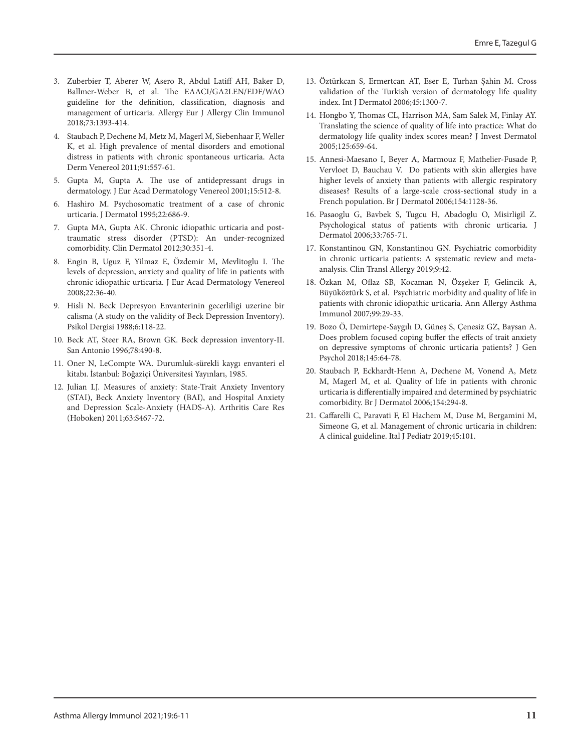3. Zuberbier T, Aberer W, Asero R, Abdul Latiff AH, Baker D, Ballmer-Weber B, et al. The EAACI/GA2LEN/EDF/WAO guideline for the definition, classification, diagnosis and management of urticaria. Allergy Eur J Allergy Clin Immunol 2018;73:1393-414.
4. Staubach P, Dechene M, Metz M, Magerl M, Siebenhaar F, Weller K, et al. High prevalence of mental disorders and emotional distress in patients with chronic spontaneous urticaria. Acta Derm Venereol 2011;91:557-61.
5. Gupta M, Gupta A. The use of antidepressant drugs in dermatology. J Eur Acad Dermatology Venereol 2001;15:512-8.
6. Hashiro M. Psychosomatic treatment of a case of chronic urticaria. J Dermatol 1995;22:686-9.
7. Gupta MA, Gupta AK. Chronic idiopathic urticaria and post-traumatic stress disorder (PTSD): An under-recognized comorbidity. Clin Dermatol 2012;30:351-4.
8. Engin B, Uguz F, Yilmaz E, Özdemir M, Mevlitoglu I. The levels of depression, anxiety and quality of life in patients with chronic idiopathic urticaria. J Eur Acad Dermatology Venereol 2008;22:36-40.
9. Hisli N. Beck Depresyon Envanterinin gecerliligi uzerine bir calisma (A study on the validity of Beck Depression Inventory). Psikol Dergisi 1988;6:118-22.
10. Beck AT, Steer RA, Brown GK. Beck depression inventory-II. San Antonio 1996;78:490-8.
11. Oner N, LeCompte WA. Durumluk-sürekli kaygı envanteri el kitabı. İstanbul: Boğaziçi Üniversitesi Yayınları, 1985.
12. Julian LJ. Measures of anxiety: State-Trait Anxiety Inventory (STAI), Beck Anxiety Inventory (BAI), and Hospital Anxiety and Depression Scale-Anxiety (HADS-A). Arthritis Care Res (Hoboken) 2011;63:S467-72.
13. Öztürkcan S, Ermertcan AT, Eser E, Turhan Şahin M. Cross validation of the Turkish version of dermatology life quality index. Int J Dermatol 2006;45:1300-7.
14. Hongbo Y, Thomas CL, Harrison MA, Sam Salek M, Finlay AY. Translating the science of quality of life into practice: What do dermatology life quality index scores mean? J Invest Dermatol 2005;125:659-64.
15. Annesi-Maesano I, Beyer A, Marmouz F, Mathelier-Fusade P, Vervloet D, Bauchau V. Do patients with skin allergies have higher levels of anxiety than patients with allergic respiratory diseases? Results of a large-scale cross-sectional study in a French population. Br J Dermatol 2006;154:1128-36.
16. Pasaoglu G, Bavbek S, Tugcu H, Abadoglu O, Misirligil Z. Psychological status of patients with chronic urticaria. J Dermatol 2006;33:765-71.
17. Konstantinou GN, Konstantinou GN. Psychiatric comorbidity in chronic urticaria patients: A systematic review and meta-analysis. Clin Transl Allergy 2019;9:42.
18. Özkan M, Oflaz SB, Kocaman N, Özşeker F, Gelincik A, Büyüköztürk S, et al. Psychiatric morbidity and quality of life in patients with chronic idiopathic urticaria. Ann Allergy Asthma Immunol 2007;99:29-33.
19. Bozo Ö, Demirtepe-Saygılı D, Güneş S, Çenesiz GZ, Baysan A. Does problem focused coping buffer the effects of trait anxiety on depressive symptoms of chronic urticaria patients? J Gen Psychol 2018;145:64-78.
20. Staubach P, Eckhardt-Henn A, Dechene M, Vonend A, Metz M, Magerl M, et al. Quality of life in patients with chronic urticaria is differentially impaired and determined by psychiatric comorbidity. Br J Dermatol 2006;154:294-8.
21. Caffarelli C, Paravati F, El Hachem M, Duse M, Bergamini M, Simeone G, et al. Management of chronic urticaria in children: A clinical guideline. Ital J Pediatr 2019;45:101.